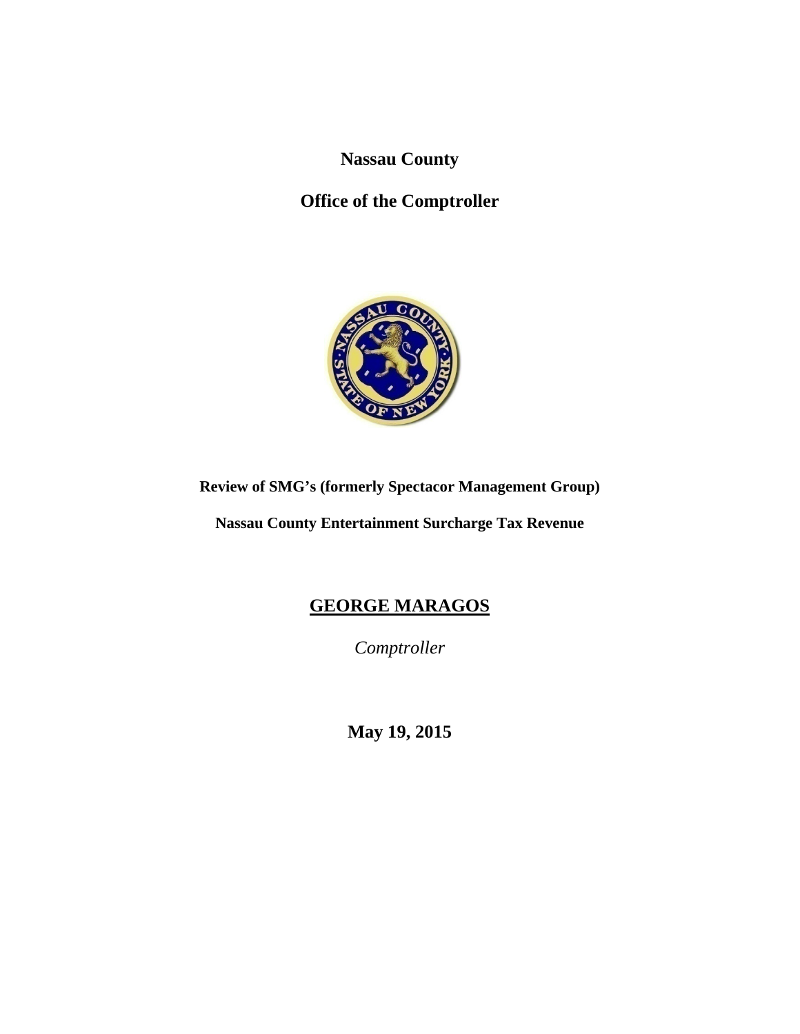# Nassau County

## Office of the Comptroller

**Review of SMG's (formerly Spectacor Management Group)**

**Nassau County Entertainment Surcharge Tax Revenue**

## GEORGE MARAGOS

*Comptroller*

**May 19, 2015**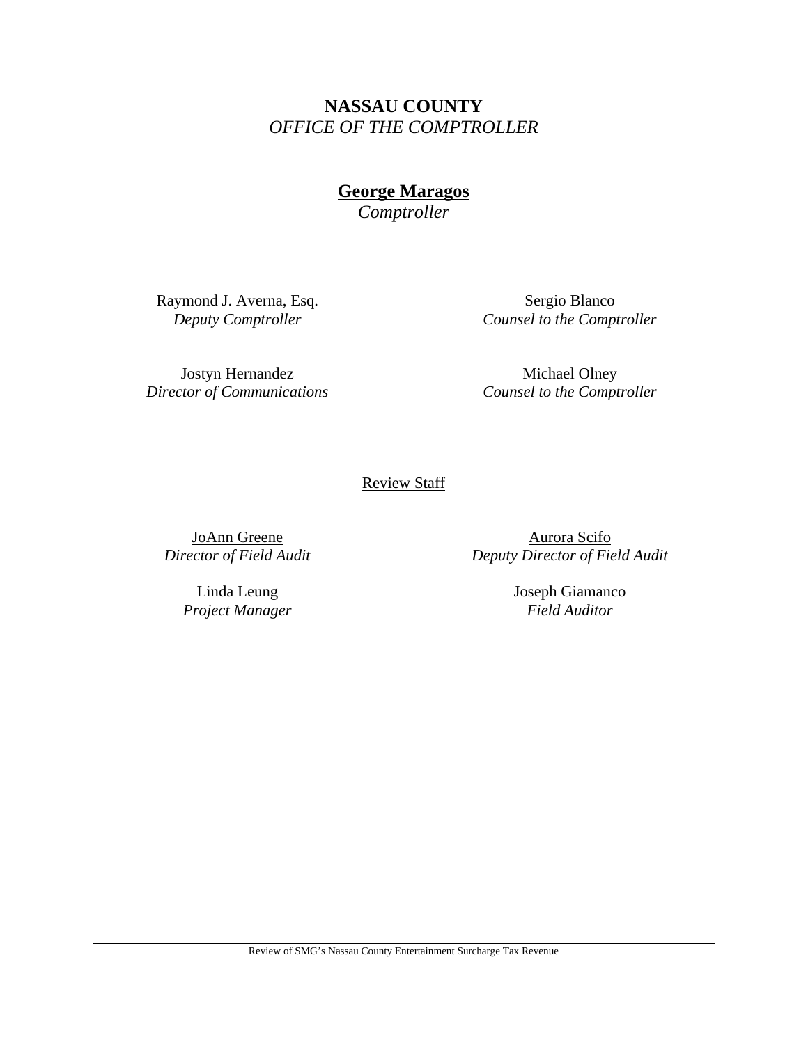**NASSAU COUNTY**
*OFFICE OF THE COMPTROLLER*

**George Maragos**
*Comptroller*

Raymond J. Averna, Esq.
*Deputy Comptroller*

Sergio Blanco
*Counsel to the Comptroller*

Jostyn Hernandez
*Director of Communications*

Michael Olney
*Counsel to the Comptroller*

Review Staff

JoAnn Greene
*Director of Field Audit*

Aurora Scifo
*Deputy Director of Field Audit*

Linda Leung
*Project Manager*

Joseph Giamanco
*Field Auditor*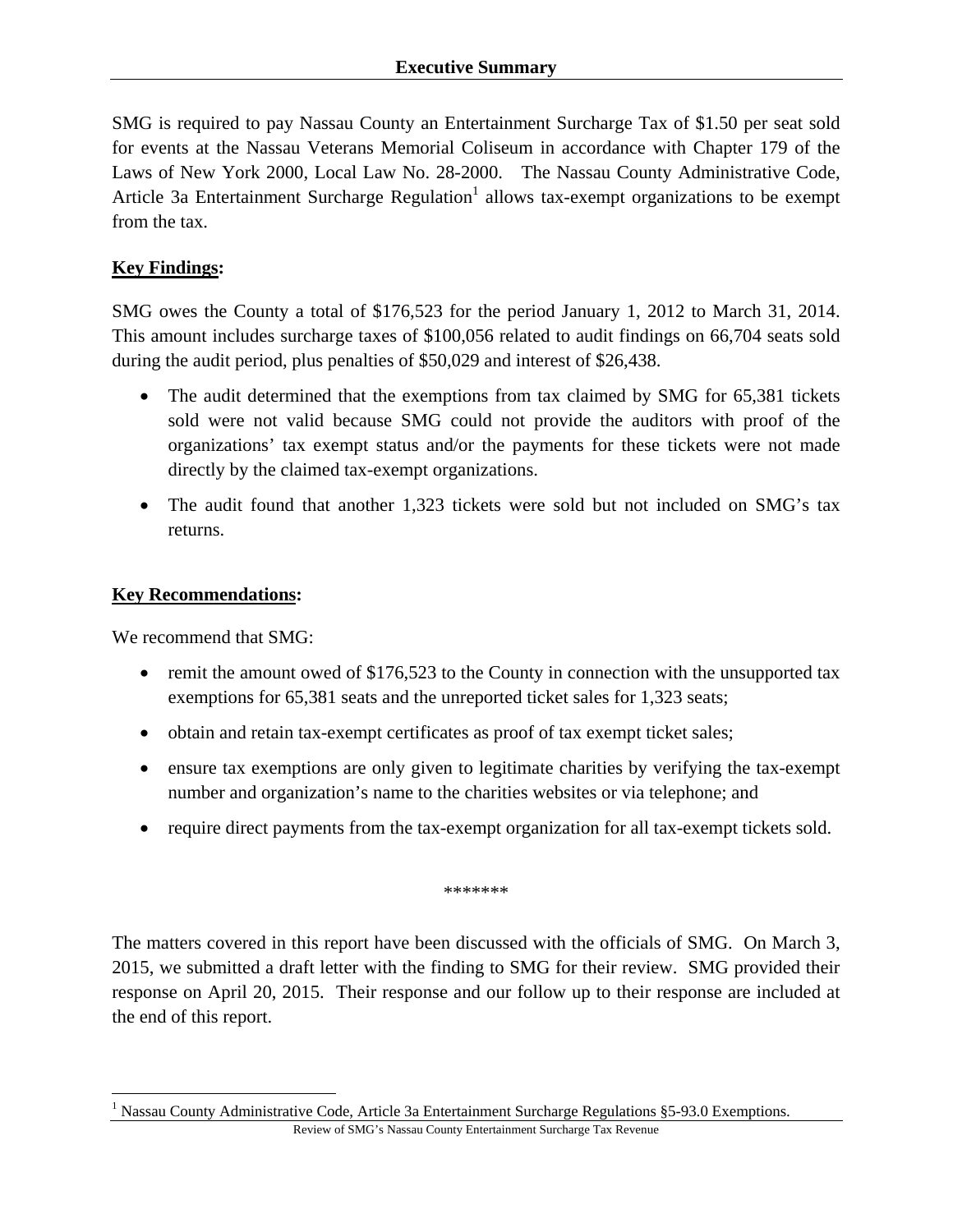# Executive Summary

SMG is required to pay Nassau County an Entertainment Surcharge Tax of $1.50 per seat sold for events at the Nassau Veterans Memorial Coliseum in accordance with Chapter 179 of the Laws of New York 2000, Local Law No. 28-2000. The Nassau County Administrative Code, Article 3a Entertainment Surcharge Regulation[1] allows tax-exempt organizations to be exempt from the tax.

**Key Findings:**

SMG owes the County a total of $176,523 for the period January 1, 2012 to March 31, 2014. This amount includes surcharge taxes of $100,056 related to audit findings on 66,704 seats sold during the audit period, plus penalties of $50,029 and interest of $26,438.

- The audit determined that the exemptions from tax claimed by SMG for 65,381 tickets sold were not valid because SMG could not provide the auditors with proof of the organizations' tax exempt status and/or the payments for these tickets were not made directly by the claimed tax-exempt organizations.
- The audit found that another 1,323 tickets were sold but not included on SMG's tax returns.

**Key Recommendations:**

We recommend that SMG:

- remit the amount owed of $176,523 to the County in connection with the unsupported tax exemptions for 65,381 seats and the unreported ticket sales for 1,323 seats;
- obtain and retain tax-exempt certificates as proof of tax exempt ticket sales;
- ensure tax exemptions are only given to legitimate charities by verifying the tax-exempt number and organization's name to the charities websites or via telephone; and
- require direct payments from the tax-exempt organization for all tax-exempt tickets sold.

*******

The matters covered in this report have been discussed with the officials of SMG. On March 3, 2015, we submitted a draft letter with the finding to SMG for their review. SMG provided their response on April 20, 2015. Their response and our follow up to their response are included at the end of this report.

[1] Nassau County Administrative Code, Article 3a Entertainment Surcharge Regulations §5-93.0 Exemptions.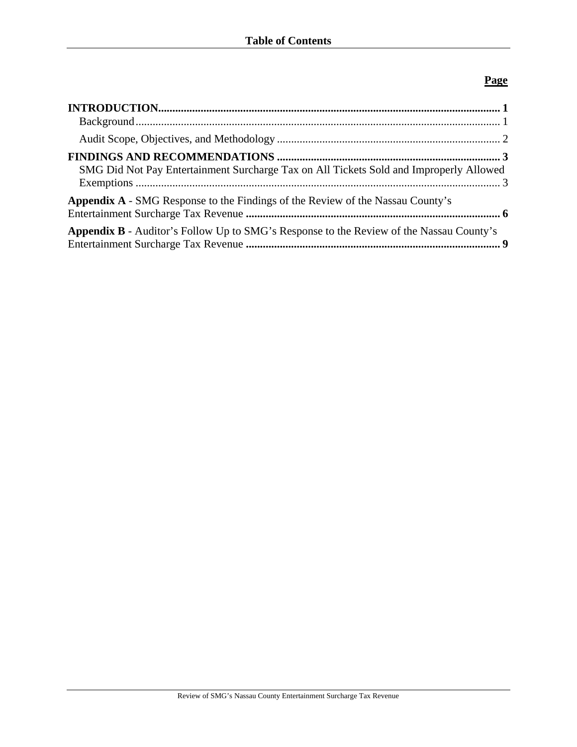## Table of Contents

**Page**

**INTRODUCTION** .......... **1**
- Background .......... 1
- Audit Scope, Objectives, and Methodology .......... 2

**FINDINGS AND RECOMMENDATIONS** .......... **3**
- SMG Did Not Pay Entertainment Surcharge Tax on All Tickets Sold and Improperly Allowed Exemptions .......... 3

**Appendix A** - SMG Response to the Findings of the Review of the Nassau County's Entertainment Surcharge Tax Revenue .......... **6**

**Appendix B** - Auditor's Follow Up to SMG's Response to the Review of the Nassau County's Entertainment Surcharge Tax Revenue .......... **9**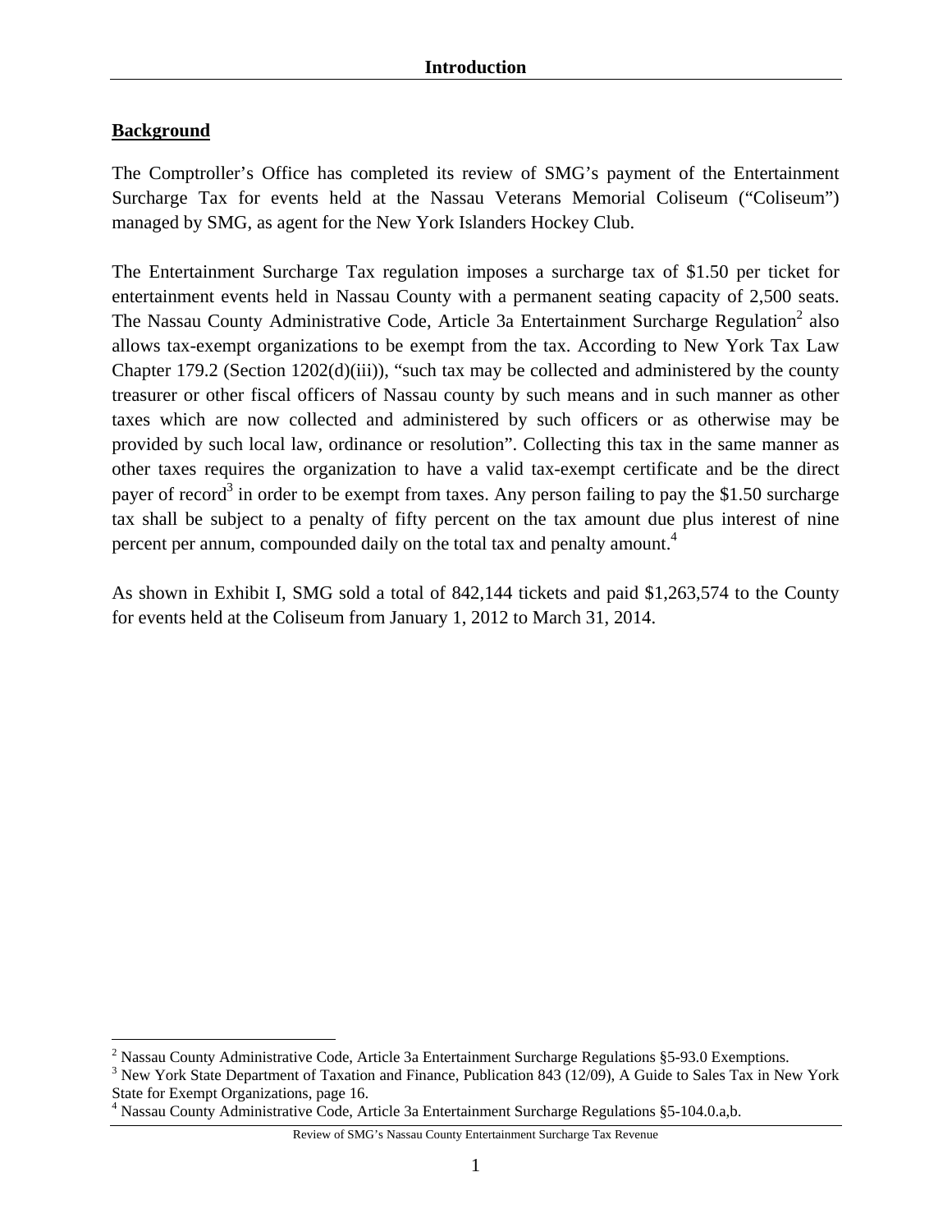# Introduction

## Background

The Comptroller's Office has completed its review of SMG's payment of the Entertainment Surcharge Tax for events held at the Nassau Veterans Memorial Coliseum ("Coliseum") managed by SMG, as agent for the New York Islanders Hockey Club.

The Entertainment Surcharge Tax regulation imposes a surcharge tax of $1.50 per ticket for entertainment events held in Nassau County with a permanent seating capacity of 2,500 seats. The Nassau County Administrative Code, Article 3a Entertainment Surcharge Regulation[2] also allows tax-exempt organizations to be exempt from the tax. According to New York Tax Law Chapter 179.2 (Section 1202(d)(iii)), "such tax may be collected and administered by the county treasurer or other fiscal officers of Nassau county by such means and in such manner as other taxes which are now collected and administered by such officers or as otherwise may be provided by such local law, ordinance or resolution". Collecting this tax in the same manner as other taxes requires the organization to have a valid tax-exempt certificate and be the direct payer of record[3] in order to be exempt from taxes. Any person failing to pay the $1.50 surcharge tax shall be subject to a penalty of fifty percent on the tax amount due plus interest of nine percent per annum, compounded daily on the total tax and penalty amount.[4]

As shown in Exhibit I, SMG sold a total of 842,144 tickets and paid $1,263,574 to the County for events held at the Coliseum from January 1, 2012 to March 31, 2014.

---

[2] Nassau County Administrative Code, Article 3a Entertainment Surcharge Regulations §5-93.0 Exemptions.

[3] New York State Department of Taxation and Finance, Publication 843 (12/09), A Guide to Sales Tax in New York State for Exempt Organizations, page 16.

[4] Nassau County Administrative Code, Article 3a Entertainment Surcharge Regulations §5-104.0.a,b.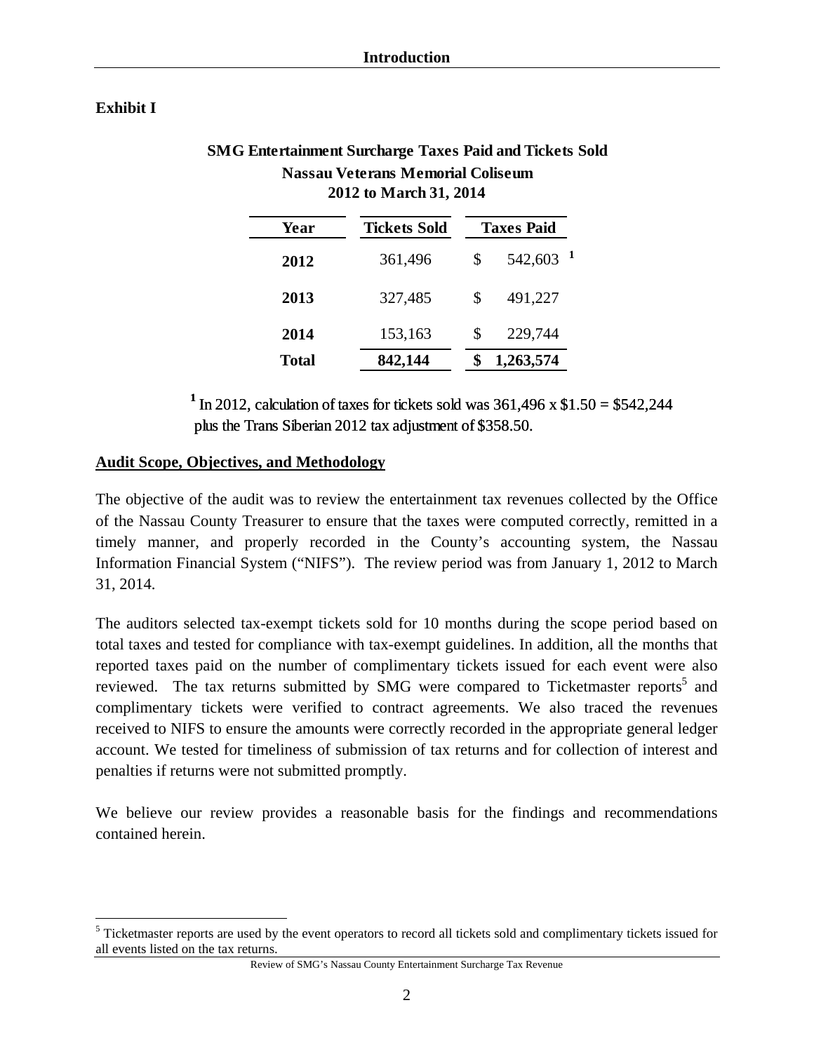**Exhibit I**

**SMG Entertainment Surcharge Taxes Paid and Tickets Sold**
**Nassau Veterans Memorial Coliseum**
**2012 to March 31, 2014**

| Year | Tickets Sold | Taxes Paid |
|---|---|---|
| **2012** | 361,496 | $ 542,603 [1] |
| **2013** | 327,485 | $ 491,227 |
| **2014** | 153,163 | $ 229,744 |
| **Total** | **842,144** | **$ 1,263,574** |

[1] In 2012, calculation of taxes for tickets sold was 361,496 x $1.50 = $542,244 plus the Trans Siberian 2012 tax adjustment of $358.50.

**Audit Scope, Objectives, and Methodology**

The objective of the audit was to review the entertainment tax revenues collected by the Office of the Nassau County Treasurer to ensure that the taxes were computed correctly, remitted in a timely manner, and properly recorded in the County's accounting system, the Nassau Information Financial System ("NIFS"). The review period was from January 1, 2012 to March 31, 2014.

The auditors selected tax-exempt tickets sold for 10 months during the scope period based on total taxes and tested for compliance with tax-exempt guidelines. In addition, all the months that reported taxes paid on the number of complimentary tickets issued for each event were also reviewed. The tax returns submitted by SMG were compared to Ticketmaster reports[5] and complimentary tickets were verified to contract agreements. We also traced the revenues received to NIFS to ensure the amounts were correctly recorded in the appropriate general ledger account. We tested for timeliness of submission of tax returns and for collection of interest and penalties if returns were not submitted promptly.

We believe our review provides a reasonable basis for the findings and recommendations contained herein.

[5] Ticketmaster reports are used by the event operators to record all tickets sold and complimentary tickets issued for all events listed on the tax returns.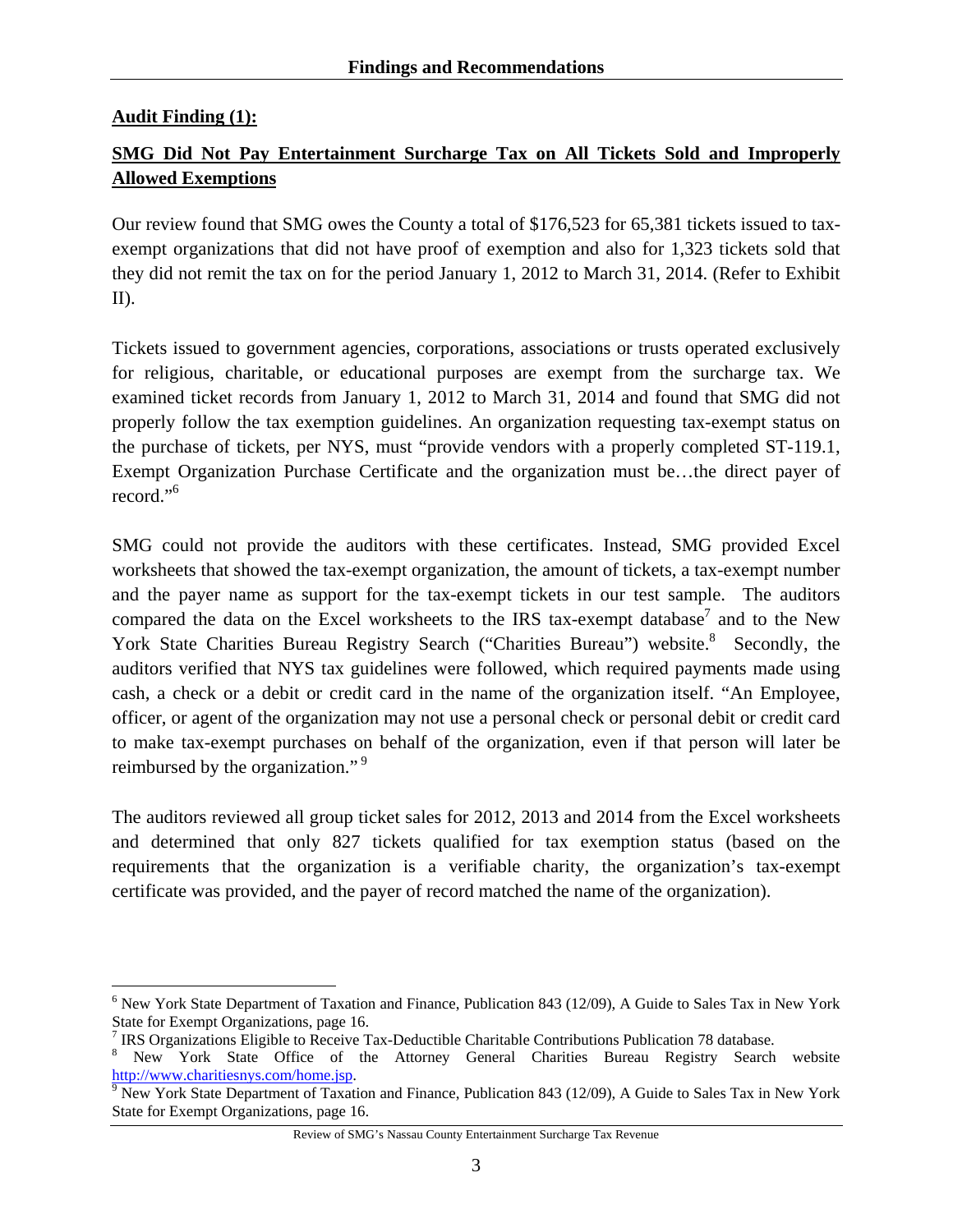## Findings and Recommendations

**Audit Finding (1):**

**SMG Did Not Pay Entertainment Surcharge Tax on All Tickets Sold and Improperly Allowed Exemptions**

Our review found that SMG owes the County a total of $176,523 for 65,381 tickets issued to tax-exempt organizations that did not have proof of exemption and also for 1,323 tickets sold that they did not remit the tax on for the period January 1, 2012 to March 31, 2014. (Refer to Exhibit II).

Tickets issued to government agencies, corporations, associations or trusts operated exclusively for religious, charitable, or educational purposes are exempt from the surcharge tax. We examined ticket records from January 1, 2012 to March 31, 2014 and found that SMG did not properly follow the tax exemption guidelines. An organization requesting tax-exempt status on the purchase of tickets, per NYS, must "provide vendors with a properly completed ST-119.1, Exempt Organization Purchase Certificate and the organization must be…the direct payer of record."[6]

SMG could not provide the auditors with these certificates. Instead, SMG provided Excel worksheets that showed the tax-exempt organization, the amount of tickets, a tax-exempt number and the payer name as support for the tax-exempt tickets in our test sample. The auditors compared the data on the Excel worksheets to the IRS tax-exempt database[7] and to the New York State Charities Bureau Registry Search ("Charities Bureau") website.[8] Secondly, the auditors verified that NYS tax guidelines were followed, which required payments made using cash, a check or a debit or credit card in the name of the organization itself. "An Employee, officer, or agent of the organization may not use a personal check or personal debit or credit card to make tax-exempt purchases on behalf of the organization, even if that person will later be reimbursed by the organization." [9]

The auditors reviewed all group ticket sales for 2012, 2013 and 2014 from the Excel worksheets and determined that only 827 tickets qualified for tax exemption status (based on the requirements that the organization is a verifiable charity, the organization's tax-exempt certificate was provided, and the payer of record matched the name of the organization).

---

[6] New York State Department of Taxation and Finance, Publication 843 (12/09), A Guide to Sales Tax in New York State for Exempt Organizations, page 16.

[7] IRS Organizations Eligible to Receive Tax-Deductible Charitable Contributions Publication 78 database.

[8] New York State Office of the Attorney General Charities Bureau Registry Search website http://www.charitiesnys.com/home.jsp.

[9] New York State Department of Taxation and Finance, Publication 843 (12/09), A Guide to Sales Tax in New York State for Exempt Organizations, page 16.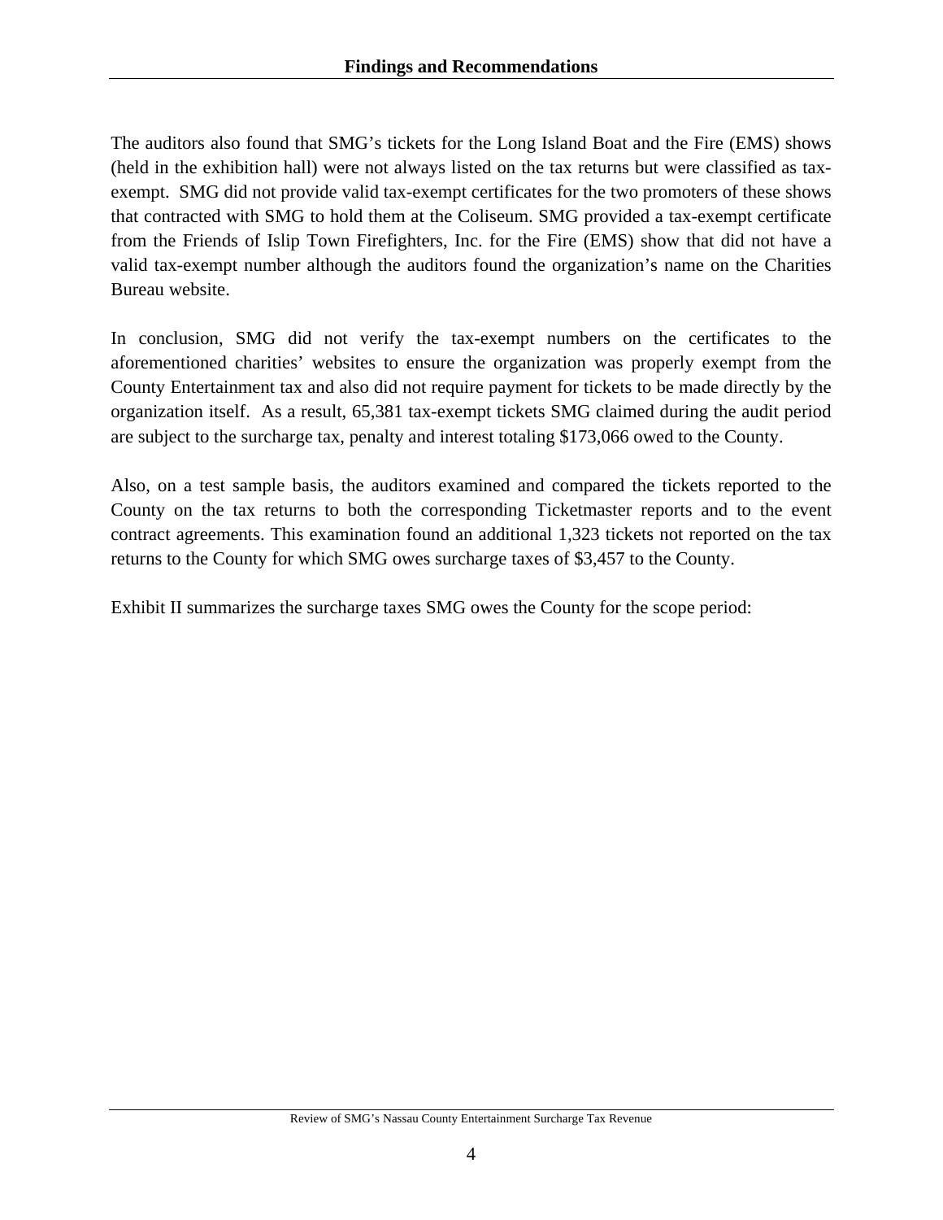The auditors also found that SMG's tickets for the Long Island Boat and the Fire (EMS) shows (held in the exhibition hall) were not always listed on the tax returns but were classified as tax-exempt. SMG did not provide valid tax-exempt certificates for the two promoters of these shows that contracted with SMG to hold them at the Coliseum. SMG provided a tax-exempt certificate from the Friends of Islip Town Firefighters, Inc. for the Fire (EMS) show that did not have a valid tax-exempt number although the auditors found the organization's name on the Charities Bureau website.

In conclusion, SMG did not verify the tax-exempt numbers on the certificates to the aforementioned charities' websites to ensure the organization was properly exempt from the County Entertainment tax and also did not require payment for tickets to be made directly by the organization itself. As a result, 65,381 tax-exempt tickets SMG claimed during the audit period are subject to the surcharge tax, penalty and interest totaling $173,066 owed to the County.

Also, on a test sample basis, the auditors examined and compared the tickets reported to the County on the tax returns to both the corresponding Ticketmaster reports and to the event contract agreements. This examination found an additional 1,323 tickets not reported on the tax returns to the County for which SMG owes surcharge taxes of $3,457 to the County.

Exhibit II summarizes the surcharge taxes SMG owes the County for the scope period: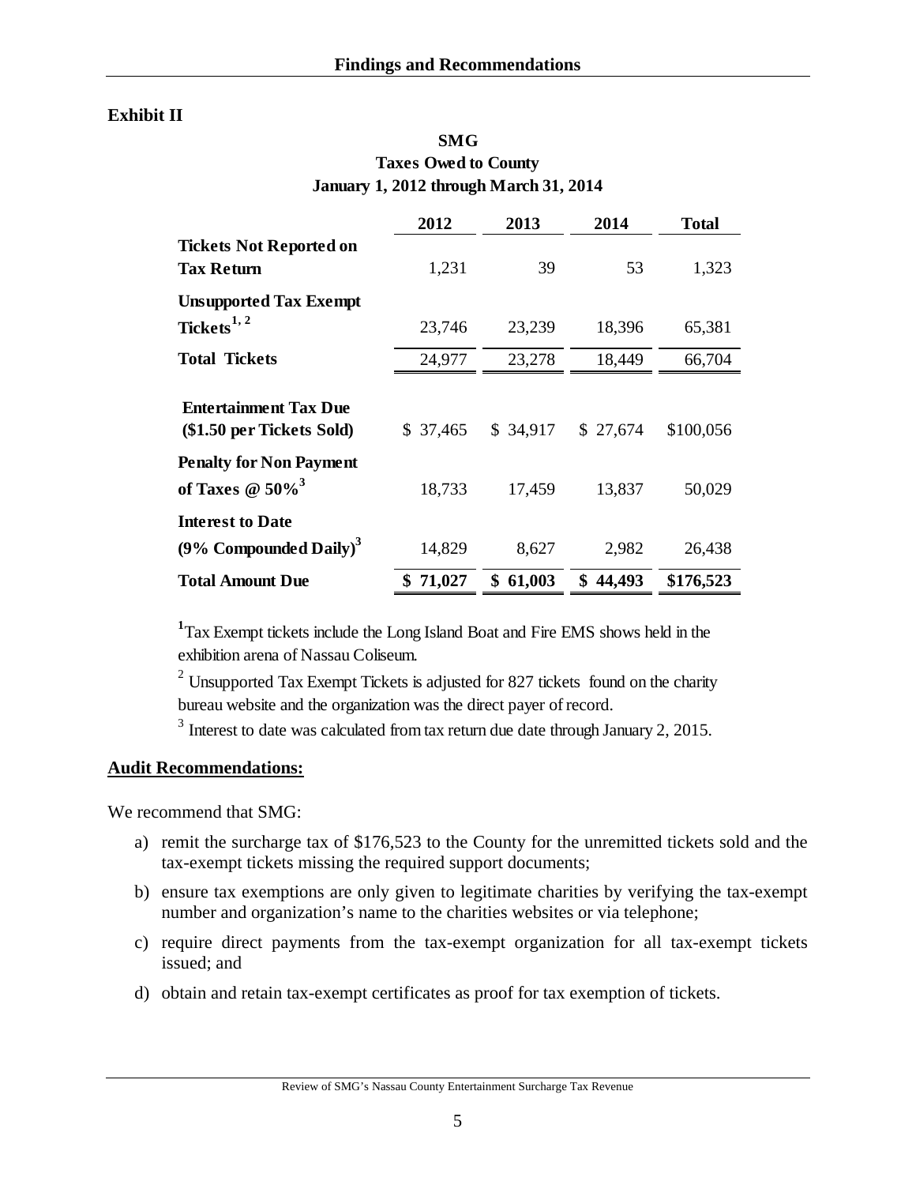**Exhibit II**

**SMG**
**Taxes Owed to County**
**January 1, 2012 through March 31, 2014**

| | 2012 | 2013 | 2014 | Total |
|---|---|---|---|---|
| **Tickets Not Reported on Tax Return** | 1,231 | 39 | 53 | 1,323 |
| **Unsupported Tax Exempt Tickets**[1, 2] | 23,746 | 23,239 | 18,396 | 65,381 |
| **Total Tickets** | 24,977 | 23,278 | 18,449 | 66,704 |
| **Entertainment Tax Due ($1.50 per Tickets Sold)** | $ 37,465 | $ 34,917 | $ 27,674 | $100,056 |
| **Penalty for Non Payment of Taxes @ 50%**[3] | 18,733 | 17,459 | 13,837 | 50,029 |
| **Interest to Date (9% Compounded Daily)**[3] | 14,829 | 8,627 | 2,982 | 26,438 |
| **Total Amount Due** | **$ 71,027** | **$ 61,003** | **$ 44,493** | **$176,523** |

[1] Tax Exempt tickets include the Long Island Boat and Fire EMS shows held in the exhibition arena of Nassau Coliseum.

[2] Unsupported Tax Exempt Tickets is adjusted for 827 tickets found on the charity bureau website and the organization was the direct payer of record.

[3] Interest to date was calculated from tax return due date through January 2, 2015.

**Audit Recommendations:**

We recommend that SMG:

a) remit the surcharge tax of $176,523 to the County for the unremitted tickets sold and the tax-exempt tickets missing the required support documents;

b) ensure tax exemptions are only given to legitimate charities by verifying the tax-exempt number and organization's name to the charities websites or via telephone;

c) require direct payments from the tax-exempt organization for all tax-exempt tickets issued; and

d) obtain and retain tax-exempt certificates as proof for tax exemption of tickets.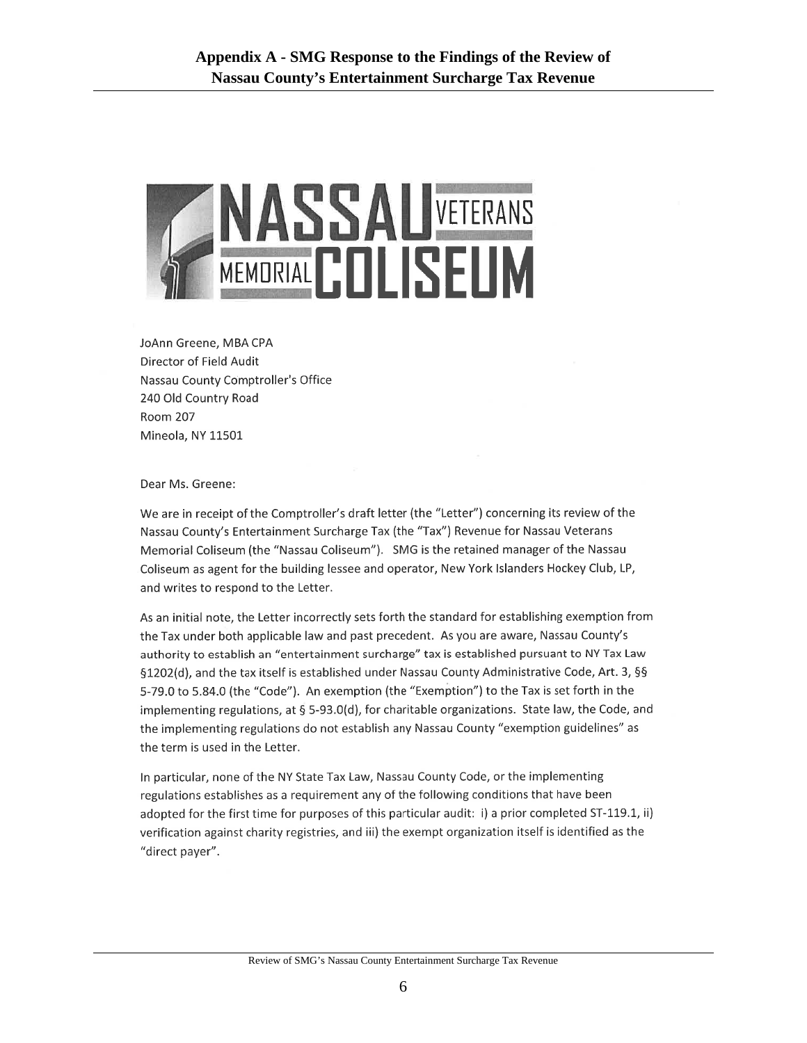# Appendix A - SMG Response to the Findings of the Review of Nassau County's Entertainment Surcharge Tax Revenue

NASSAU VETERANS MEMORIAL COLISEUM

JoAnn Greene, MBA CPA
Director of Field Audit
Nassau County Comptroller's Office
240 Old Country Road
Room 207
Mineola, NY 11501

Dear Ms. Greene:

We are in receipt of the Comptroller's draft letter (the "Letter") concerning its review of the Nassau County's Entertainment Surcharge Tax (the "Tax") Revenue for Nassau Veterans Memorial Coliseum (the "Nassau Coliseum"). SMG is the retained manager of the Nassau Coliseum as agent for the building lessee and operator, New York Islanders Hockey Club, LP, and writes to respond to the Letter.

As an initial note, the Letter incorrectly sets forth the standard for establishing exemption from the Tax under both applicable law and past precedent. As you are aware, Nassau County's authority to establish an "entertainment surcharge" tax is established pursuant to NY Tax Law §1202(d), and the tax itself is established under Nassau County Administrative Code, Art. 3, §§ 5-79.0 to 5.84.0 (the "Code"). An exemption (the "Exemption") to the Tax is set forth in the implementing regulations, at § 5-93.0(d), for charitable organizations. State law, the Code, and the implementing regulations do not establish any Nassau County "exemption guidelines" as the term is used in the Letter.

In particular, none of the NY State Tax Law, Nassau County Code, or the implementing regulations establishes as a requirement any of the following conditions that have been adopted for the first time for purposes of this particular audit: i) a prior completed ST-119.1, ii) verification against charity registries, and iii) the exempt organization itself is identified as the "direct payer".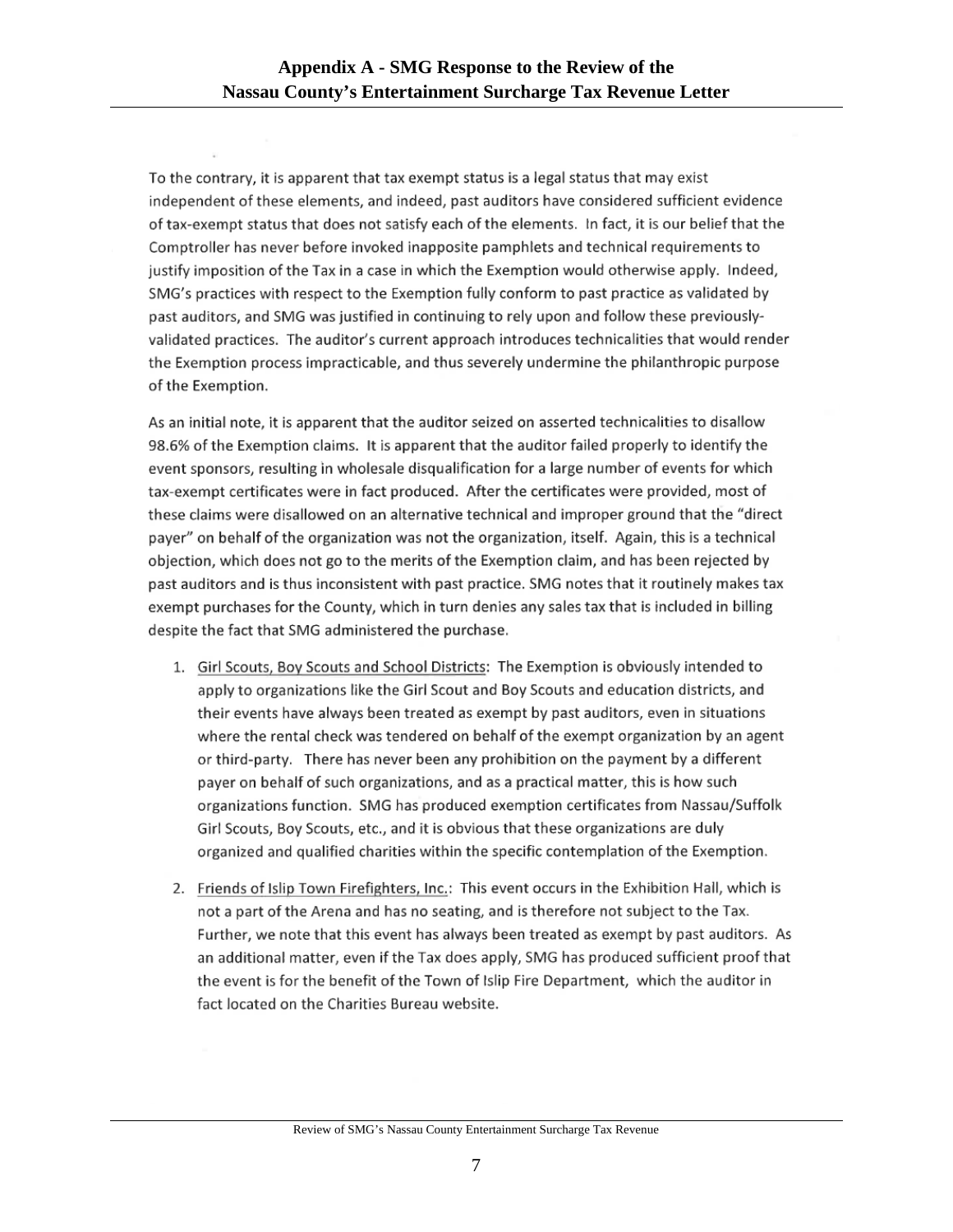## Appendix A - SMG Response to the Review of the Nassau County's Entertainment Surcharge Tax Revenue Letter

To the contrary, it is apparent that tax exempt status is a legal status that may exist independent of these elements, and indeed, past auditors have considered sufficient evidence of tax-exempt status that does not satisfy each of the elements. In fact, it is our belief that the Comptroller has never before invoked inapposite pamphlets and technical requirements to justify imposition of the Tax in a case in which the Exemption would otherwise apply. Indeed, SMG's practices with respect to the Exemption fully conform to past practice as validated by past auditors, and SMG was justified in continuing to rely upon and follow these previously-validated practices. The auditor's current approach introduces technicalities that would render the Exemption process impracticable, and thus severely undermine the philanthropic purpose of the Exemption.

As an initial note, it is apparent that the auditor seized on asserted technicalities to disallow 98.6% of the Exemption claims. It is apparent that the auditor failed properly to identify the event sponsors, resulting in wholesale disqualification for a large number of events for which tax-exempt certificates were in fact produced. After the certificates were provided, most of these claims were disallowed on an alternative technical and improper ground that the "direct payer" on behalf of the organization was not the organization, itself. Again, this is a technical objection, which does not go to the merits of the Exemption claim, and has been rejected by past auditors and is thus inconsistent with past practice. SMG notes that it routinely makes tax exempt purchases for the County, which in turn denies any sales tax that is included in billing despite the fact that SMG administered the purchase.

1. Girl Scouts, Boy Scouts and School Districts: The Exemption is obviously intended to apply to organizations like the Girl Scout and Boy Scouts and education districts, and their events have always been treated as exempt by past auditors, even in situations where the rental check was tendered on behalf of the exempt organization by an agent or third-party. There has never been any prohibition on the payment by a different payer on behalf of such organizations, and as a practical matter, this is how such organizations function. SMG has produced exemption certificates from Nassau/Suffolk Girl Scouts, Boy Scouts, etc., and it is obvious that these organizations are duly organized and qualified charities within the specific contemplation of the Exemption.

2. Friends of Islip Town Firefighters, Inc.: This event occurs in the Exhibition Hall, which is not a part of the Arena and has no seating, and is therefore not subject to the Tax. Further, we note that this event has always been treated as exempt by past auditors. As an additional matter, even if the Tax does apply, SMG has produced sufficient proof that the event is for the benefit of the Town of Islip Fire Department, which the auditor in fact located on the Charities Bureau website.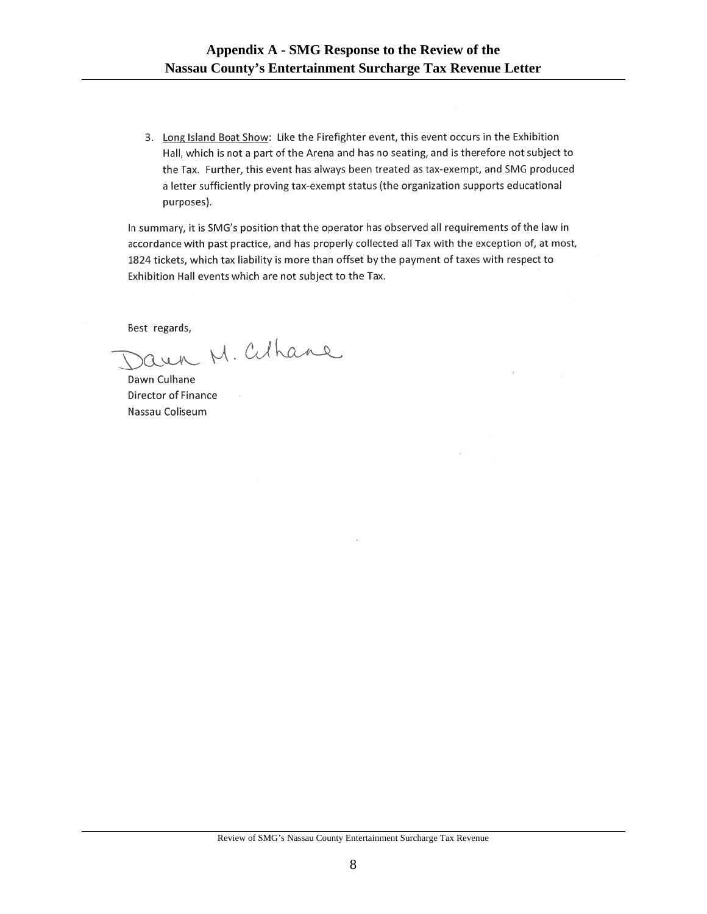# Appendix A - SMG Response to the Review of the Nassau County's Entertainment Surcharge Tax Revenue Letter

3. Long Island Boat Show: Like the Firefighter event, this event occurs in the Exhibition Hall, which is not a part of the Arena and has no seating, and is therefore not subject to the Tax. Further, this event has always been treated as tax-exempt, and SMG produced a letter sufficiently proving tax-exempt status (the organization supports educational purposes).

In summary, it is SMG's position that the operator has observed all requirements of the law in accordance with past practice, and has properly collected all Tax with the exception of, at most, 1824 tickets, which tax liability is more than offset by the payment of taxes with respect to Exhibition Hall events which are not subject to the Tax.

Best regards,

Dawn M. Culhane

Dawn Culhane
Director of Finance
Nassau Coliseum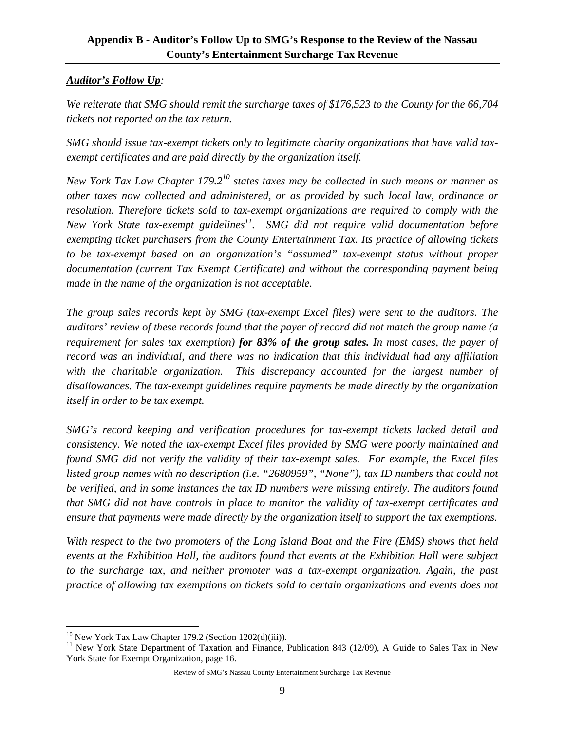## Appendix B - Auditor's Follow Up to SMG's Response to the Review of the Nassau County's Entertainment Surcharge Tax Revenue

***Auditor's Follow Up***:

*We reiterate that SMG should remit the surcharge taxes of $176,523 to the County for the 66,704 tickets not reported on the tax return.*

*SMG should issue tax-exempt tickets only to legitimate charity organizations that have valid tax-exempt certificates and are paid directly by the organization itself.*

*New York Tax Law Chapter 179.2[10] states taxes may be collected in such means or manner as other taxes now collected and administered, or as provided by such local law, ordinance or resolution. Therefore tickets sold to tax-exempt organizations are required to comply with the New York State tax-exempt guidelines[11]. SMG did not require valid documentation before exempting ticket purchasers from the County Entertainment Tax. Its practice of allowing tickets to be tax-exempt based on an organization's "assumed" tax-exempt status without proper documentation (current Tax Exempt Certificate) and without the corresponding payment being made in the name of the organization is not acceptable.*

*The group sales records kept by SMG (tax-exempt Excel files) were sent to the auditors. The auditors' review of these records found that the payer of record did not match the group name (a requirement for sales tax exemption)* ***for 83% of the group sales.*** *In most cases, the payer of record was an individual, and there was no indication that this individual had any affiliation with the charitable organization. This discrepancy accounted for the largest number of disallowances. The tax-exempt guidelines require payments be made directly by the organization itself in order to be tax exempt.*

*SMG's record keeping and verification procedures for tax-exempt tickets lacked detail and consistency. We noted the tax-exempt Excel files provided by SMG were poorly maintained and found SMG did not verify the validity of their tax-exempt sales. For example, the Excel files listed group names with no description (i.e. "2680959", "None"), tax ID numbers that could not be verified, and in some instances the tax ID numbers were missing entirely. The auditors found that SMG did not have controls in place to monitor the validity of tax-exempt certificates and ensure that payments were made directly by the organization itself to support the tax exemptions.*

*With respect to the two promoters of the Long Island Boat and the Fire (EMS) shows that held events at the Exhibition Hall, the auditors found that events at the Exhibition Hall were subject to the surcharge tax, and neither promoter was a tax-exempt organization. Again, the past practice of allowing tax exemptions on tickets sold to certain organizations and events does not*

---

[10] New York Tax Law Chapter 179.2 (Section 1202(d)(iii)).

[11] New York State Department of Taxation and Finance, Publication 843 (12/09), A Guide to Sales Tax in New York State for Exempt Organization, page 16.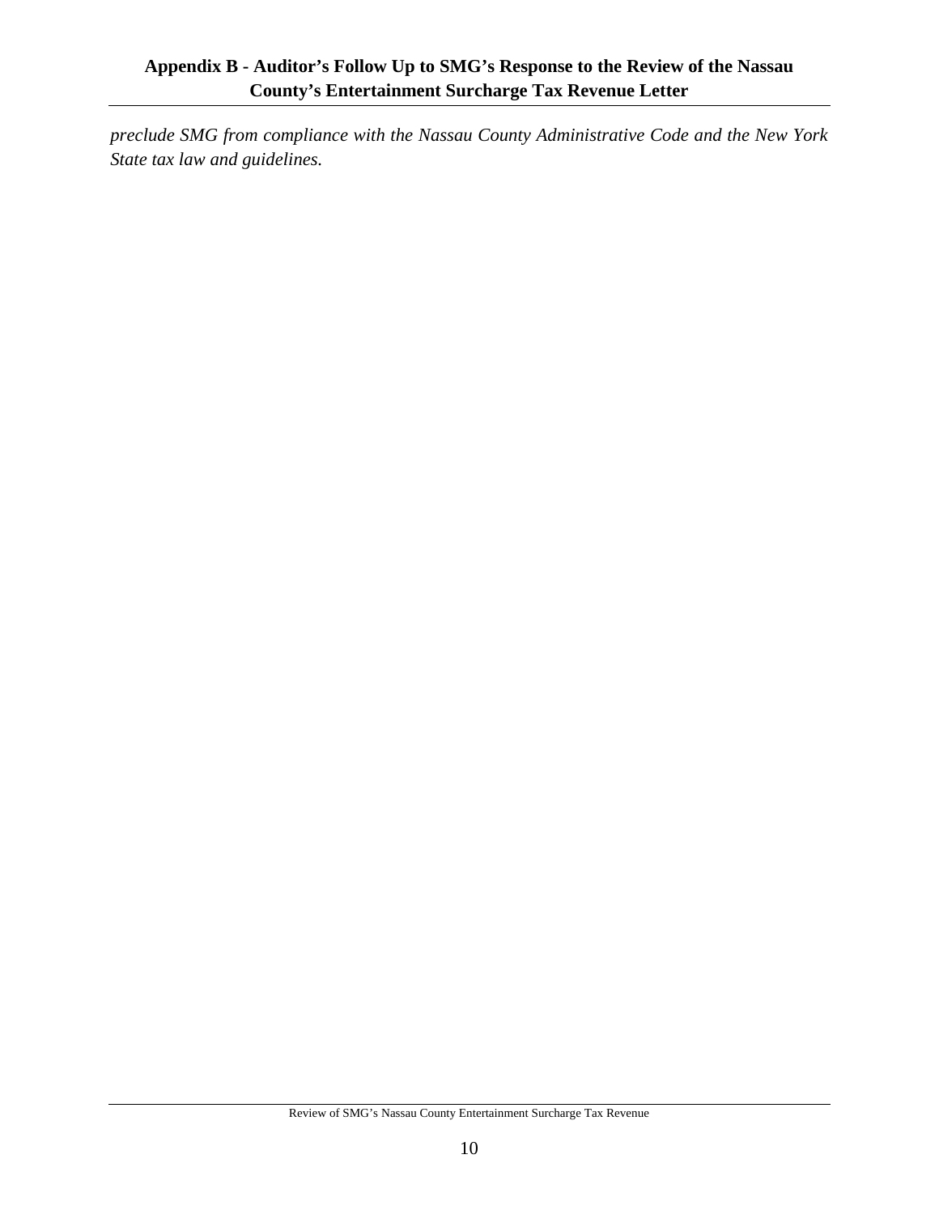*preclude SMG from compliance with the Nassau County Administrative Code and the New York State tax law and guidelines.*